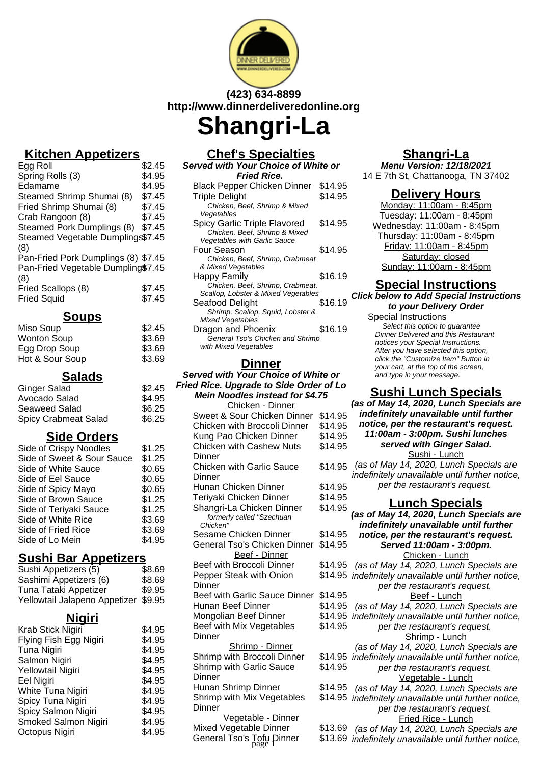(423) 634-8899
http://www.dinnerdeliveredonline.org

# Shangri-La

## Kitchen Appetizers

| Item | Price |
|---|---|
| Egg Roll | $2.45 |
| Spring Rolls (3) | $4.95 |
| Edamame | $4.95 |
| Steamed Shrimp Shumai (8) | $7.45 |
| Fried Shrimp Shumai (8) | $7.45 |
| Crab Rangoon (8) | $7.45 |
| Steamed Pork Dumplings (8) | $7.45 |
| Steamed Vegetable Dumplings (8) | $7.45 |
| Pan-Fried Pork Dumplings (8) | $7.45 |
| Pan-Fried Vegetable Dumplings (8) | $7.45 |
| Fried Scallops (8) | $7.45 |
| Fried Squid | $7.45 |

## Soups

| Item | Price |
|---|---|
| Miso Soup | $2.45 |
| Wonton Soup | $3.69 |
| Egg Drop Soup | $3.69 |
| Hot & Sour Soup | $3.69 |

## Salads

| Item | Price |
|---|---|
| Ginger Salad | $2.45 |
| Avocado Salad | $4.95 |
| Seaweed Salad | $6.25 |
| Spicy Crabmeat Salad | $6.25 |

## Side Orders

| Item | Price |
|---|---|
| Side of Crispy Noodles | $1.25 |
| Side of Sweet & Sour Sauce | $1.25 |
| Side of White Sauce | $0.65 |
| Side of Eel Sauce | $0.65 |
| Side of Spicy Mayo | $0.65 |
| Side of Brown Sauce | $1.25 |
| Side of Teriyaki Sauce | $1.25 |
| Side of White Rice | $3.69 |
| Side of Fried Rice | $3.69 |
| Side of Lo Mein | $4.95 |

## Sushi Bar Appetizers

| Item | Price |
|---|---|
| Sushi Appetizers (5) | $8.69 |
| Sashimi Appetizers (6) | $8.69 |
| Tuna Tataki Appetizer | $9.95 |
| Yellowtail Jalapeno Appetizer | $9.95 |

## Nigiri

| Item | Price |
|---|---|
| Krab Stick Nigiri | $4.95 |
| Flying Fish Egg Nigiri | $4.95 |
| Tuna Nigiri | $4.95 |
| Salmon Nigiri | $4.95 |
| Yellowtail Nigiri | $4.95 |
| Eel Nigiri | $4.95 |
| White Tuna Nigiri | $4.95 |
| Spicy Tuna Nigiri | $4.95 |
| Spicy Salmon Nigiri | $4.95 |
| Smoked Salmon Nigiri | $4.95 |
| Octopus Nigiri | $4.95 |

## Chef's Specialties

***Served with Your Choice of White or Fried Rice.***

| Item | Price |
|---|---|
| Black Pepper Chicken Dinner | $14.95 |
| Triple Delight<br>*Chicken, Beef, Shrimp & Mixed Vegetables* | $14.95 |
| Spicy Garlic Triple Flavored<br>*Chicken, Beef, Shrimp & Mixed Vegetables with Garlic Sauce* | $14.95 |
| Four Season<br>*Chicken, Beef, Shrimp, Crabmeat & Mixed Vegetables* | $14.95 |
| Happy Family<br>*Chicken, Beef, Shrimp, Crabmeat, Scallop, Lobster & Mixed Vegetables* | $16.19 |
| Seafood Delight<br>*Shrimp, Scallop, Squid, Lobster & Mixed Vegetables* | $16.19 |
| Dragon and Phoenix<br>*General Tso's Chicken and Shrimp with Mixed Vegetables* | $16.19 |

## Dinner

***Served with Your Choice of White or Fried Rice. Upgrade to Side Order of Lo Mein Noodles instead for $4.75***

Chicken - Dinner

| Item | Price |
|---|---|
| Sweet & Sour Chicken Dinner | $14.95 |
| Chicken with Broccoli Dinner | $14.95 |
| Kung Pao Chicken Dinner | $14.95 |
| Chicken with Cashew Nuts Dinner | $14.95 |
| Chicken with Garlic Sauce Dinner | $14.95 |
| Hunan Chicken Dinner | $14.95 |
| Teriyaki Chicken Dinner | $14.95 |
| Shangri-La Chicken Dinner<br>*formerly called "Szechuan Chicken"* | $14.95 |
| Sesame Chicken Dinner | $14.95 |
| General Tso's Chicken Dinner | $14.95 |

Beef - Dinner

| Item | Price |
|---|---|
| Beef with Broccoli Dinner | $14.95 |
| Pepper Steak with Onion Dinner | $14.95 |
| Beef with Garlic Sauce Dinner | $14.95 |
| Hunan Beef Dinner | $14.95 |
| Mongolian Beef Dinner | $14.95 |
| Beef with Mix Vegetables Dinner | $14.95 |

Shrimp - Dinner

| Item | Price |
|---|---|
| Shrimp with Broccoli Dinner | $14.95 |
| Shrimp with Garlic Sauce Dinner | $14.95 |
| Hunan Shrimp Dinner | $14.95 |
| Shrimp with Mix Vegetables Dinner | $14.95 |

Vegetable - Dinner

| Item | Price |
|---|---|
| Mixed Vegetable Dinner | $13.69 |
| General Tso's Tofu Dinner | $13.69 |

## Shangri-La

**Menu Version: 12/18/2021**

14 E 7th St, Chattanooga, TN 37402

## Delivery Hours

Monday: 11:00am - 8:45pm
Tuesday: 11:00am - 8:45pm
Wednesday: 11:00am - 8:45pm
Thursday: 11:00am - 8:45pm
Friday: 11:00am - 8:45pm
Saturday: closed
Sunday: 11:00am - 8:45pm

## Special Instructions

***Click below to Add Special Instructions to your Delivery Order***

Special Instructions
*Select this option to guarantee Dinner Delivered and this Restaurant notices your Special Instructions. After you have selected this option, click the "Customize Item" Button in your cart, at the top of the screen, and type in your message.*

## Sushi Lunch Specials

***(as of May 14, 2020, Lunch Specials are indefinitely unavailable until further notice, per the restaurant's request. 11:00am - 3:00pm. Sushi lunches served with Ginger Salad.***

Sushi - Lunch
*(as of May 14, 2020, Lunch Specials are indefinitely unavailable until further notice, per the restaurant's request.*

## Lunch Specials

***(as of May 14, 2020, Lunch Specials are indefinitely unavailable until further notice, per the restaurant's request. Served 11:00am - 3:00pm.***

Chicken - Lunch
*(as of May 14, 2020, Lunch Specials are indefinitely unavailable until further notice, per the restaurant's request.*

Beef - Lunch
*(as of May 14, 2020, Lunch Specials are indefinitely unavailable until further notice, per the restaurant's request.*

Shrimp - Lunch
*(as of May 14, 2020, Lunch Specials are indefinitely unavailable until further notice, per the restaurant's request.*

Vegetable - Lunch
*(as of May 14, 2020, Lunch Specials are indefinitely unavailable until further notice, per the restaurant's request.*

Fried Rice - Lunch
*(as of May 14, 2020, Lunch Specials are indefinitely unavailable until further notice,*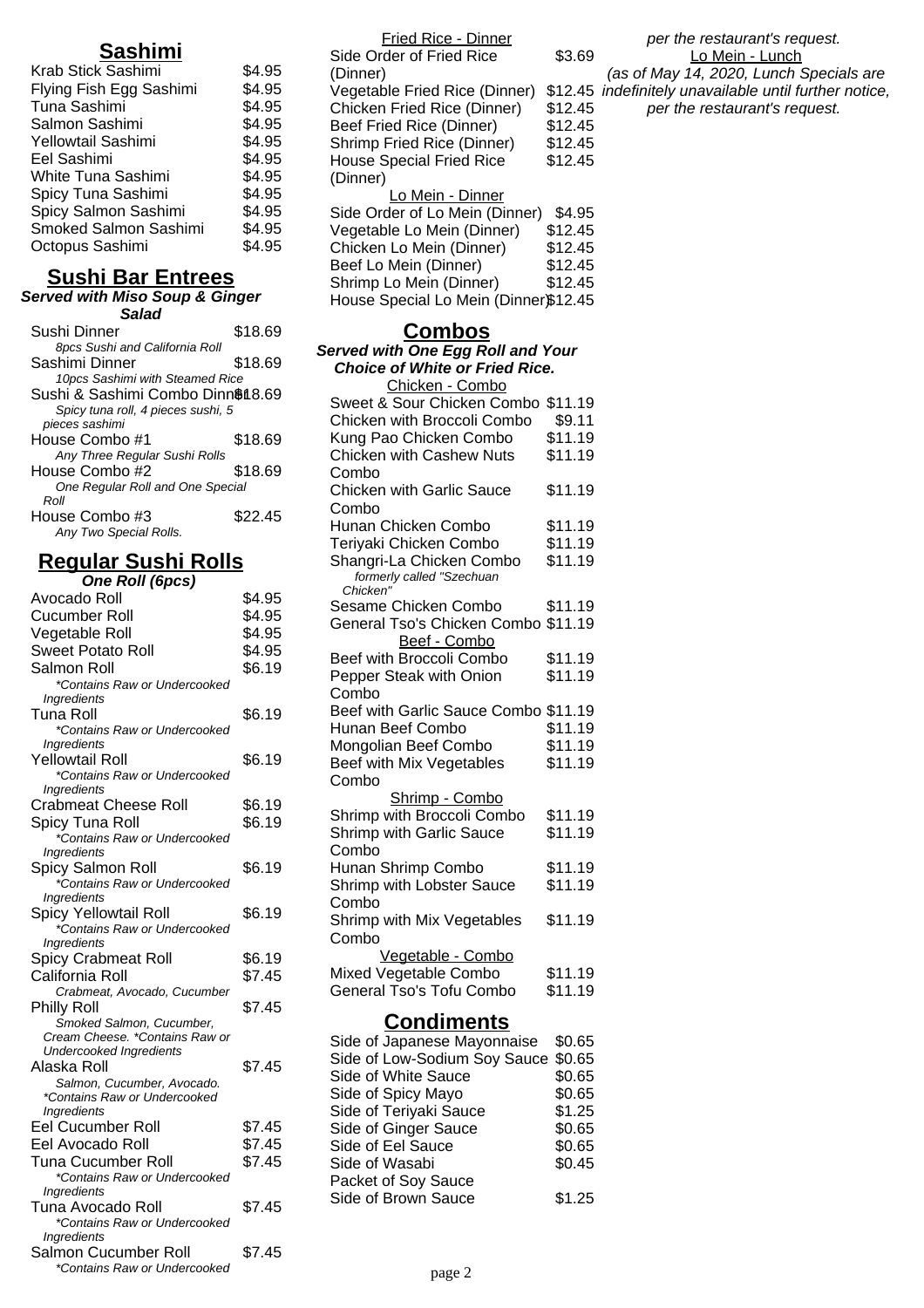## Sashimi

| | |
|---|---|
| Krab Stick Sashimi | $4.95 |
| Flying Fish Egg Sashimi | $4.95 |
| Tuna Sashimi | $4.95 |
| Salmon Sashimi | $4.95 |
| Yellowtail Sashimi | $4.95 |
| Eel Sashimi | $4.95 |
| White Tuna Sashimi | $4.95 |
| Spicy Tuna Sashimi | $4.95 |
| Spicy Salmon Sashimi | $4.95 |
| Smoked Salmon Sashimi | $4.95 |
| Octopus Sashimi | $4.95 |

## Sushi Bar Entrees

***Served with Miso Soup & Ginger Salad***

| | |
|---|---|
| Sushi Dinner<br>*8pcs Sushi and California Roll* | $18.69 |
| Sashimi Dinner<br>*10pcs Sashimi with Steamed Rice* | $18.69 |
| Sushi & Sashimi Combo Dinner<br>*Spicy tuna roll, 4 pieces sushi, 5 pieces sashimi* | $18.69 |
| House Combo #1<br>*Any Three Regular Sushi Rolls* | $18.69 |
| House Combo #2<br>*One Regular Roll and One Special Roll* | $18.69 |
| House Combo #3<br>*Any Two Special Rolls.* | $22.45 |

## Regular Sushi Rolls

***One Roll (6pcs)***

| | |
|---|---|
| Avocado Roll | $4.95 |
| Cucumber Roll | $4.95 |
| Vegetable Roll | $4.95 |
| Sweet Potato Roll | $4.95 |
| Salmon Roll<br>*\*Contains Raw or Undercooked Ingredients* | $6.19 |
| Tuna Roll<br>*\*Contains Raw or Undercooked Ingredients* | $6.19 |
| Yellowtail Roll<br>*\*Contains Raw or Undercooked Ingredients* | $6.19 |
| Crabmeat Cheese Roll | $6.19 |
| Spicy Tuna Roll<br>*\*Contains Raw or Undercooked Ingredients* | $6.19 |
| Spicy Salmon Roll<br>*\*Contains Raw or Undercooked Ingredients* | $6.19 |
| Spicy Yellowtail Roll<br>*\*Contains Raw or Undercooked Ingredients* | $6.19 |
| Spicy Crabmeat Roll | $6.19 |
| California Roll<br>*Crabmeat, Avocado, Cucumber* | $7.45 |
| Philly Roll<br>*Smoked Salmon, Cucumber, Cream Cheese. \*Contains Raw or Undercooked Ingredients* | $7.45 |
| Alaska Roll<br>*Salmon, Cucumber, Avocado. \*Contains Raw or Undercooked Ingredients* | $7.45 |
| Eel Cucumber Roll | $7.45 |
| Eel Avocado Roll | $7.45 |
| Tuna Cucumber Roll<br>*\*Contains Raw or Undercooked Ingredients* | $7.45 |
| Tuna Avocado Roll<br>*\*Contains Raw or Undercooked Ingredients* | $7.45 |
| Salmon Cucumber Roll<br>*\*Contains Raw or Undercooked* | $7.45 |

### Fried Rice - Dinner

| | |
|---|---|
| Side Order of Fried Rice (Dinner) | $3.69 |
| Vegetable Fried Rice (Dinner) | $12.45 |
| Chicken Fried Rice (Dinner) | $12.45 |
| Beef Fried Rice (Dinner) | $12.45 |
| Shrimp Fried Rice (Dinner) | $12.45 |
| House Special Fried Rice (Dinner) | $12.45 |

### Lo Mein - Dinner

| | |
|---|---|
| Side Order of Lo Mein (Dinner) | $4.95 |
| Vegetable Lo Mein (Dinner) | $12.45 |
| Chicken Lo Mein (Dinner) | $12.45 |
| Beef Lo Mein (Dinner) | $12.45 |
| Shrimp Lo Mein (Dinner) | $12.45 |
| House Special Lo Mein (Dinner) | $12.45 |

## Combos

***Served with One Egg Roll and Your Choice of White or Fried Rice.***

### Chicken - Combo

| | |
|---|---|
| Sweet & Sour Chicken Combo | $11.19 |
| Chicken with Broccoli Combo | $9.11 |
| Kung Pao Chicken Combo | $11.19 |
| Chicken with Cashew Nuts Combo | $11.19 |
| Chicken with Garlic Sauce Combo | $11.19 |
| Hunan Chicken Combo | $11.19 |
| Teriyaki Chicken Combo | $11.19 |
| Shangri-La Chicken Combo<br>*formerly called "Szechuan Chicken"* | $11.19 |
| Sesame Chicken Combo | $11.19 |
| General Tso's Chicken Combo | $11.19 |

### Beef - Combo

| | |
|---|---|
| Beef with Broccoli Combo | $11.19 |
| Pepper Steak with Onion Combo | $11.19 |
| Beef with Garlic Sauce Combo | $11.19 |
| Hunan Beef Combo | $11.19 |
| Mongolian Beef Combo | $11.19 |
| Beef with Mix Vegetables Combo | $11.19 |

### Shrimp - Combo

| | |
|---|---|
| Shrimp with Broccoli Combo | $11.19 |
| Shrimp with Garlic Sauce Combo | $11.19 |
| Hunan Shrimp Combo | $11.19 |
| Shrimp with Lobster Sauce Combo | $11.19 |
| Shrimp with Mix Vegetables Combo | $11.19 |

### Vegetable - Combo

| | |
|---|---|
| Mixed Vegetable Combo | $11.19 |
| General Tso's Tofu Combo | $11.19 |

## Condiments

| | |
|---|---|
| Side of Japanese Mayonnaise | $0.65 |
| Side of Low-Sodium Soy Sauce | $0.65 |
| Side of White Sauce | $0.65 |
| Side of Spicy Mayo | $0.65 |
| Side of Teriyaki Sauce | $1.25 |
| Side of Ginger Sauce | $0.65 |
| Side of Eel Sauce | $0.65 |
| Side of Wasabi | $0.45 |
| Packet of Soy Sauce | |
| Side of Brown Sauce | $1.25 |

*per the restaurant's request.*

### Lo Mein - Lunch

*(as of May 14, 2020, Lunch Specials are indefinitely unavailable until further notice, per the restaurant's request.*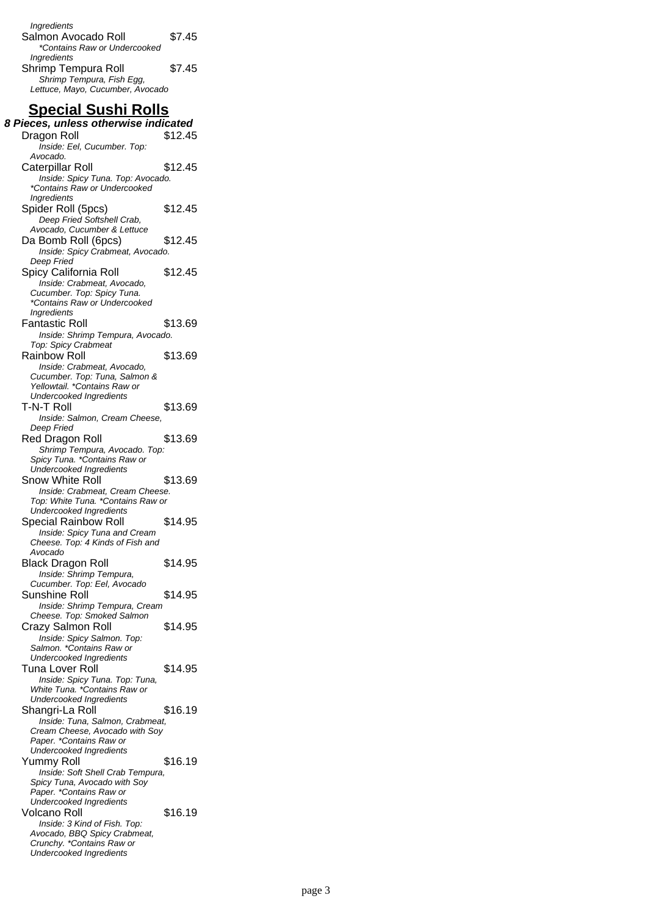*Ingredients*

Salmon Avocado Roll $7.45

*\*Contains Raw or Undercooked Ingredients*

Shrimp Tempura Roll $7.45

*Shrimp Tempura, Fish Egg, Lettuce, Mayo, Cucumber, Avocado*

## Special Sushi Rolls

***8 Pieces, unless otherwise indicated***

Dragon Roll $12.45

*Inside: Eel, Cucumber. Top: Avocado.*

Caterpillar Roll $12.45

*Inside: Spicy Tuna. Top: Avocado. \*Contains Raw or Undercooked Ingredients*

Spider Roll (5pcs) $12.45

*Deep Fried Softshell Crab, Avocado, Cucumber & Lettuce*

Da Bomb Roll (6pcs) $12.45

*Inside: Spicy Crabmeat, Avocado. Deep Fried*

Spicy California Roll $12.45

*Inside: Crabmeat, Avocado, Cucumber. Top: Spicy Tuna. \*Contains Raw or Undercooked Ingredients*

Fantastic Roll $13.69

*Inside: Shrimp Tempura, Avocado. Top: Spicy Crabmeat*

Rainbow Roll $13.69

*Inside: Crabmeat, Avocado, Cucumber. Top: Tuna, Salmon & Yellowtail. \*Contains Raw or Undercooked Ingredients*

T-N-T Roll $13.69

*Inside: Salmon, Cream Cheese, Deep Fried*

Red Dragon Roll $13.69

*Shrimp Tempura, Avocado. Top: Spicy Tuna. \*Contains Raw or Undercooked Ingredients*

Snow White Roll $13.69

*Inside: Crabmeat, Cream Cheese. Top: White Tuna. \*Contains Raw or Undercooked Ingredients*

Special Rainbow Roll $14.95

*Inside: Spicy Tuna and Cream Cheese. Top: 4 Kinds of Fish and Avocado*

Black Dragon Roll $14.95

*Inside: Shrimp Tempura, Cucumber. Top: Eel, Avocado*

Sunshine Roll $14.95

*Inside: Shrimp Tempura, Cream Cheese. Top: Smoked Salmon*

Crazy Salmon Roll $14.95

*Inside: Spicy Salmon. Top: Salmon. \*Contains Raw or Undercooked Ingredients*

Tuna Lover Roll $14.95

*Inside: Spicy Tuna. Top: Tuna, White Tuna. \*Contains Raw or Undercooked Ingredients*

Shangri-La Roll $16.19

*Inside: Tuna, Salmon, Crabmeat, Cream Cheese, Avocado with Soy Paper. \*Contains Raw or Undercooked Ingredients*

Yummy Roll $16.19

*Inside: Soft Shell Crab Tempura, Spicy Tuna, Avocado with Soy Paper. \*Contains Raw or Undercooked Ingredients*

Volcano Roll $16.19

*Inside: 3 Kind of Fish. Top: Avocado, BBQ Spicy Crabmeat, Crunchy. \*Contains Raw or Undercooked Ingredients*